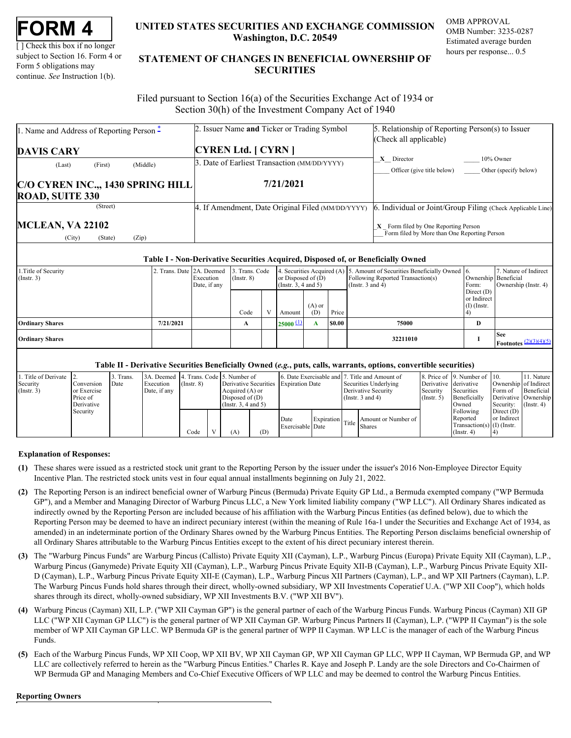# FORM 4

[ ] Check this box if no longer subject to Section 16. Form 4 or Form 5 obligations may continue. *See* Instruction 1(b).

**UNITED STATES SECURITIES AND EXCHANGE COMMISSION**
**Washington, D.C. 20549**

**STATEMENT OF CHANGES IN BENEFICIAL OWNERSHIP OF SECURITIES**

OMB APPROVAL
OMB Number: 3235-0287
Estimated average burden hours per response... 0.5

Filed pursuant to Section 16(a) of the Securities Exchange Act of 1934 or Section 30(h) of the Investment Company Act of 1940

| 1. Name and Address of Reporting Person * | 2. Issuer Name **and** Ticker or Trading Symbol | 5. Relationship of Reporting Person(s) to Issuer (Check all applicable) |
|---|---|---|
| **DAVIS CARY** (Last) (First) (Middle) | **CYREN Ltd. [ CYRN ]** | X Director ____ 10% Owner |
| **C/O CYREN INC.,, 1430 SPRING HILL ROAD, SUITE 330** (Street) | 3. Date of Earliest Transaction (MM/DD/YYYY) **7/21/2021** | ____ Officer (give title below) ____ Other (specify below) |
| **MCLEAN, VA 22102** (City) (State) (Zip) | 4. If Amendment, Date Original Filed (MM/DD/YYYY) | 6. Individual or Joint/Group Filing (Check Applicable Line) _X_ Form filed by One Reporting Person ___ Form filed by More than One Reporting Person |

**Table I - Non-Derivative Securities Acquired, Disposed of, or Beneficially Owned**

| 1.Title of Security (Instr. 3) | 2. Trans. Date | 2A. Deemed Execution Date, if any | 3. Trans. Code (Instr. 8) | | 4. Securities Acquired (A) or Disposed of (D) (Instr. 3, 4 and 5) | | | 5. Amount of Securities Beneficially Owned Following Reported Transaction(s) (Instr. 3 and 4) | 6. Ownership Form: Direct (D) or Indirect (I) (Instr. 4) | 7. Nature of Indirect Beneficial Ownership (Instr. 4) |
|---|---|---|---|---|---|---|---|---|---|---|
| | | | Code | V | Amount | (A) or (D) | Price | | | |
| **Ordinary Shares** | **7/21/2021** | | **A** | | **25000** (1) | **A** | **$0.00** | **75000** | **D** | |
| **Ordinary Shares** | | | | | | | | **32211010** | **I** | **See Footnotes** (2)(3)(4)(5) |

**Table II - Derivative Securities Beneficially Owned (*e.g.*, puts, calls, warrants, options, convertible securities)**

| 1. Title of Derivate Security (Instr. 3) | 2. Conversion or Exercise Price of Derivative Security | 3. Trans. Date | 3A. Deemed Execution Date, if any | 4. Trans. Code (Instr. 8) | | 5. Number of Derivative Securities Acquired (A) or Disposed of (D) (Instr. 3, 4 and 5) | | 6. Date Exercisable and Expiration Date | | 7. Title and Amount of Securities Underlying Derivative Security (Instr. 3 and 4) | | 8. Price of Derivative Security (Instr. 5) | 9. Number of derivative Securities Beneficially Owned Following Reported Transaction(s) (Instr. 4) | 10. Ownership Form of Derivative Security: Direct (D) or Indirect (I) (Instr. 4) | 11. Nature of Indirect Beneficial Ownership (Instr. 4) |
|---|---|---|---|---|---|---|---|---|---|---|---|---|---|---|---|
| | | | | Code | V | (A) | (D) | Date Exercisable | Expiration Date | Title | Amount or Number of Shares | | | | |

**Explanation of Responses:**

**(1)** These shares were issued as a restricted stock unit grant to the Reporting Person by the issuer under the issuer's 2016 Non-Employee Director Equity Incentive Plan. The restricted stock units vest in four equal annual installments beginning on July 21, 2022.

**(2)** The Reporting Person is an indirect beneficial owner of Warburg Pincus (Bermuda) Private Equity GP Ltd., a Bermuda exempted company ("WP Bermuda GP"), and a Member and Managing Director of Warburg Pincus LLC, a New York limited liability company ("WP LLC"). All Ordinary Shares indicated as indirectly owned by the Reporting Person are included because of his affiliation with the Warburg Pincus Entities (as defined below), due to which the Reporting Person may be deemed to have an indirect pecuniary interest (within the meaning of Rule 16a-1 under the Securities and Exchange Act of 1934, as amended) in an indeterminate portion of the Ordinary Shares owned by the Warburg Pincus Entities. The Reporting Person disclaims beneficial ownership of all Ordinary Shares attributable to the Warburg Pincus Entities except to the extent of his direct pecuniary interest therein.

**(3)** The "Warburg Pincus Funds" are Warburg Pincus (Callisto) Private Equity XII (Cayman), L.P., Warburg Pincus (Europa) Private Equity XII (Cayman), L.P., Warburg Pincus (Ganymede) Private Equity XII (Cayman), L.P., Warburg Pincus Private Equity XII-B (Cayman), L.P., Warburg Pincus Private Equity XII-D (Cayman), L.P., Warburg Pincus Private Equity XII-E (Cayman), L.P., Warburg Pincus XII Partners (Cayman), L.P., and WP XII Partners (Cayman), L.P. The Warburg Pincus Funds hold shares through their direct, wholly-owned subsidiary, WP XII Investments Coperatief U.A. ("WP XII Coop"), which holds shares through its direct, wholly-owned subsidiary, WP XII Investments B.V. ("WP XII BV").

**(4)** Warburg Pincus (Cayman) XII, L.P. ("WP XII Cayman GP") is the general partner of each of the Warburg Pincus Funds. Warburg Pincus (Cayman) XII GP LLC ("WP XII Cayman GP LLC") is the general partner of WP XII Cayman GP. Warburg Pincus Partners II (Cayman), L.P. ("WPP II Cayman") is the sole member of WP XII Cayman GP LLC. WP Bermuda GP is the general partner of WPP II Cayman. WP LLC is the manager of each of the Warburg Pincus Funds.

**(5)** Each of the Warburg Pincus Funds, WP XII Coop, WP XII BV, WP XII Cayman GP, WP XII Cayman GP LLC, WPP II Cayman, WP Bermuda GP, and WP LLC are collectively referred to herein as the "Warburg Pincus Entities." Charles R. Kaye and Joseph P. Landy are the sole Directors and Co-Chairmen of WP Bermuda GP and Managing Members and Co-Chief Executive Officers of WP LLC and may be deemed to control the Warburg Pincus Entities.

**Reporting Owners**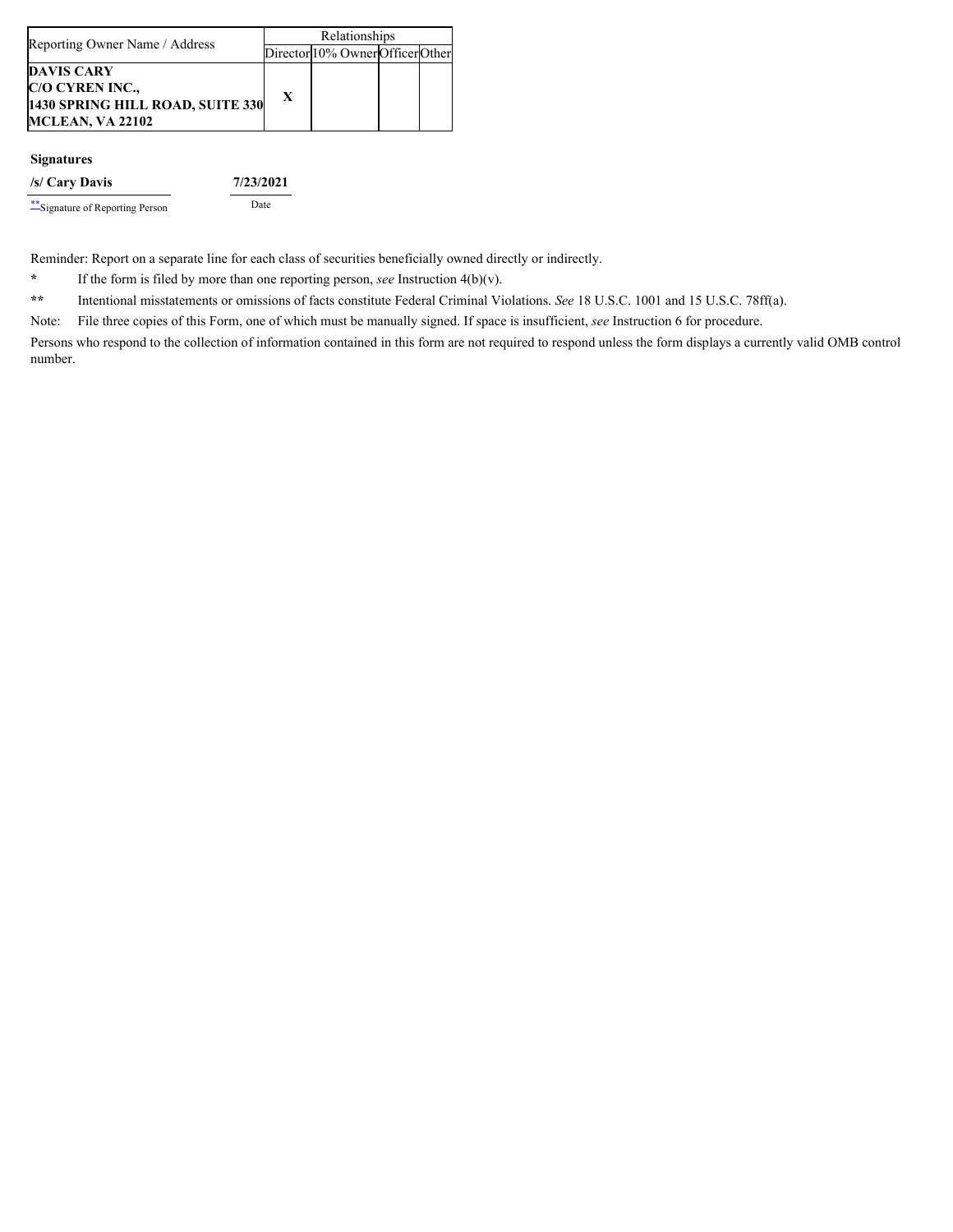| Reporting Owner Name / Address | Relationships | | | |
|---|---|---|---|---|
| | Director | 10% Owner | Officer | Other |
| **DAVIS CARY**<br>**C/O CYREN INC.,**<br>**1430 SPRING HILL ROAD, SUITE 330**<br>**MCLEAN, VA 22102** | X | | | |

**Signatures**

| | |
|---|---|
| **/s/ Cary Davis** | **7/23/2021** |
| **Signature of Reporting Person | Date |

Reminder: Report on a separate line for each class of securities beneficially owned directly or indirectly.

\* If the form is filed by more than one reporting person, *see* Instruction 4(b)(v).

\*\* Intentional misstatements or omissions of facts constitute Federal Criminal Violations. *See* 18 U.S.C. 1001 and 15 U.S.C. 78ff(a).

Note: File three copies of this Form, one of which must be manually signed. If space is insufficient, *see* Instruction 6 for procedure.

Persons who respond to the collection of information contained in this form are not required to respond unless the form displays a currently valid OMB control number.